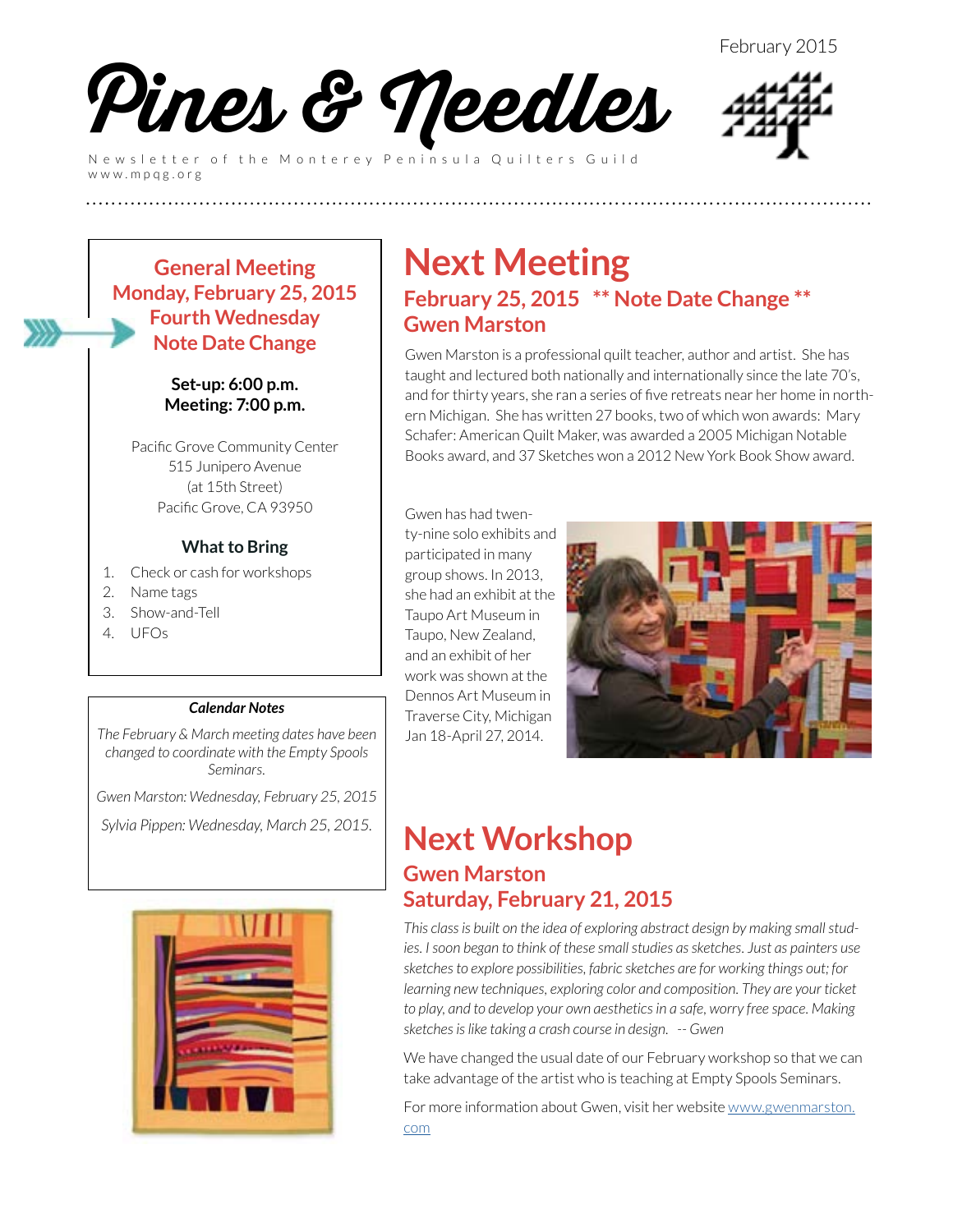February 2015

# Pines & Needles

Newsletter of the Monterey Peninsula Quilters Guild
www.mpqg.org

## General Meeting
## Monday, February 25, 2015
## Fourth Wednesday
## Note Date Change

**Set-up: 6:00 p.m.**
**Meeting: 7:00 p.m.**

Pacific Grove Community Center
515 Junipero Avenue
(at 15th Street)
Pacific Grove, CA 93950

### What to Bring

1. Check or cash for workshops
2. Name tags
3. Show-and-Tell
4. UFOs

***Calendar Notes***

*The February & March meeting dates have been changed to coordinate with the Empty Spools Seminars.*

*Gwen Marston: Wednesday, February 25, 2015*

*Sylvia Pippen: Wednesday, March 25, 2015.*

# Next Meeting

## February 25, 2015 ** Note Date Change **
## Gwen Marston

Gwen Marston is a professional quilt teacher, author and artist. She has taught and lectured both nationally and internationally since the late 70's, and for thirty years, she ran a series of five retreats near her home in northern Michigan. She has written 27 books, two of which won awards: Mary Schafer: American Quilt Maker, was awarded a 2005 Michigan Notable Books award, and 37 Sketches won a 2012 New York Book Show award.

Gwen has had twenty-nine solo exhibits and participated in many group shows. In 2013, she had an exhibit at the Taupo Art Museum in Taupo, New Zealand, and an exhibit of her work was shown at the Dennos Art Museum in Traverse City, Michigan Jan 18-April 27, 2014.

# Next Workshop

## Gwen Marston
## Saturday, February 21, 2015

*This class is built on the idea of exploring abstract design by making small studies. I soon began to think of these small studies as sketches. Just as painters use sketches to explore possibilities, fabric sketches are for working things out; for learning new techniques, exploring color and composition. They are your ticket to play, and to develop your own aesthetics in a safe, worry free space. Making sketches is like taking a crash course in design. -- Gwen*

We have changed the usual date of our February workshop so that we can take advantage of the artist who is teaching at Empty Spools Seminars.

For more information about Gwen, visit her website www.gwenmarston.com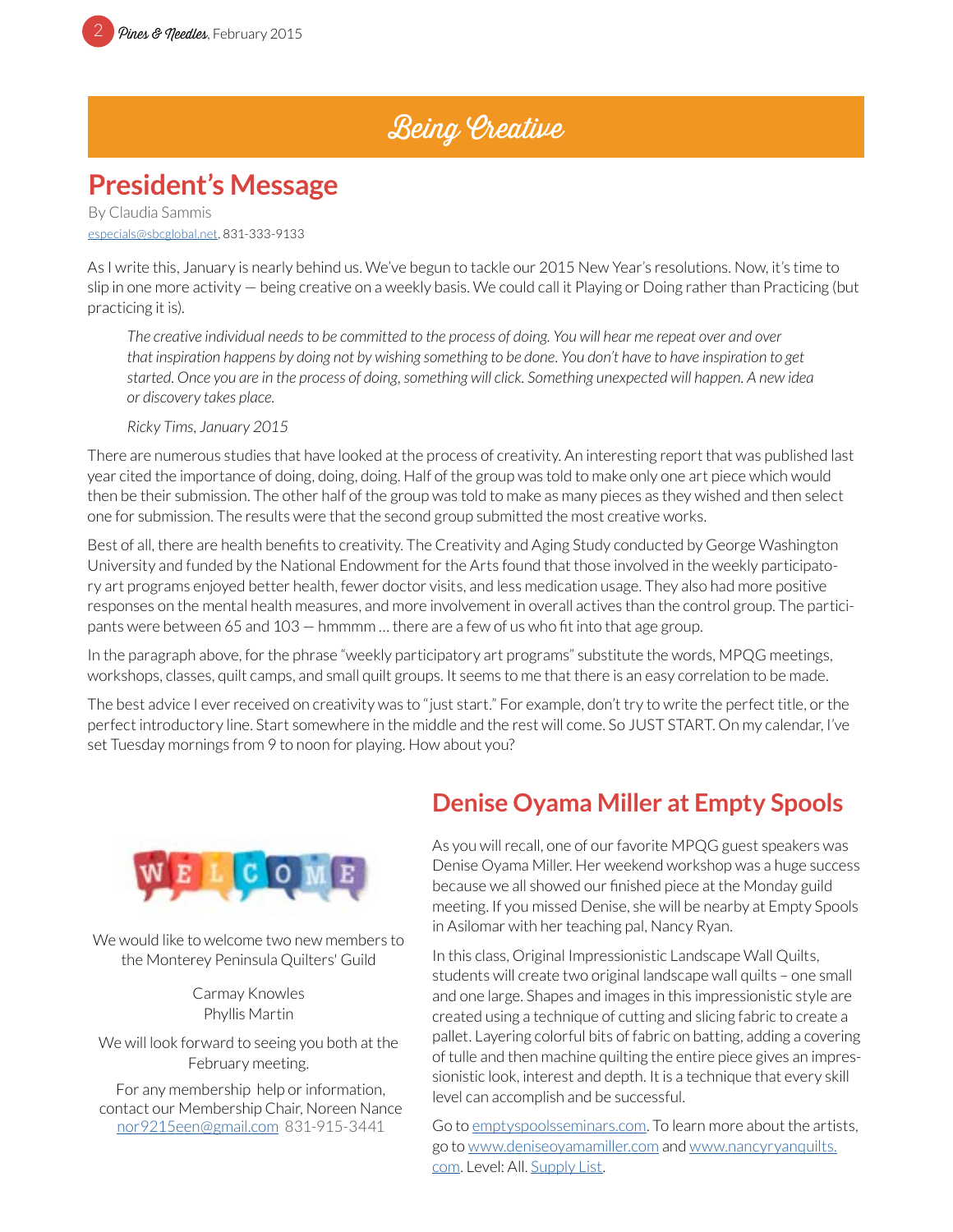# Being Creative

## President's Message

By Claudia Sammis

especials@sbcglobal.net, 831-333-9133

As I write this, January is nearly behind us. We've begun to tackle our 2015 New Year's resolutions. Now, it's time to slip in one more activity — being creative on a weekly basis. We could call it Playing or Doing rather than Practicing (but practicing it is).

> *The creative individual needs to be committed to the process of doing. You will hear me repeat over and over that inspiration happens by doing not by wishing something to be done. You don't have to have inspiration to get started. Once you are in the process of doing, something will click. Something unexpected will happen. A new idea or discovery takes place.*
>
> *Ricky Tims, January 2015*

There are numerous studies that have looked at the process of creativity. An interesting report that was published last year cited the importance of doing, doing, doing. Half of the group was told to make only one art piece which would then be their submission. The other half of the group was told to make as many pieces as they wished and then select one for submission. The results were that the second group submitted the most creative works.

Best of all, there are health benefits to creativity. The Creativity and Aging Study conducted by George Washington University and funded by the National Endowment for the Arts found that those involved in the weekly participatory art programs enjoyed better health, fewer doctor visits, and less medication usage. They also had more positive responses on the mental health measures, and more involvement in overall actives than the control group. The participants were between 65 and 103 — hmmmm ... there are a few of us who fit into that age group.

In the paragraph above, for the phrase "weekly participatory art programs" substitute the words, MPQG meetings, workshops, classes, quilt camps, and small quilt groups. It seems to me that there is an easy correlation to be made.

The best advice I ever received on creativity was to "just start." For example, don't try to write the perfect title, or the perfect introductory line. Start somewhere in the middle and the rest will come. So JUST START. On my calendar, I've set Tuesday mornings from 9 to noon for playing. How about you?

WELCOME

We would like to welcome two new members to the Monterey Peninsula Quilters' Guild

Carmay Knowles
Phyllis Martin

We will look forward to seeing you both at the February meeting.

For any membership help or information, contact our Membership Chair, Noreen Nance nor9215een@gmail.com 831-915-3441

## Denise Oyama Miller at Empty Spools

As you will recall, one of our favorite MPQG guest speakers was Denise Oyama Miller. Her weekend workshop was a huge success because we all showed our finished piece at the Monday guild meeting. If you missed Denise, she will be nearby at Empty Spools in Asilomar with her teaching pal, Nancy Ryan.

In this class, Original Impressionistic Landscape Wall Quilts, students will create two original landscape wall quilts – one small and one large. Shapes and images in this impressionistic style are created using a technique of cutting and slicing fabric to create a pallet. Layering colorful bits of fabric on batting, adding a covering of tulle and then machine quilting the entire piece gives an impressionistic look, interest and depth. It is a technique that every skill level can accomplish and be successful.

Go to emptyspoolsseminars.com. To learn more about the artists, go to www.deniseoyamamiller.com and www.nancyryanquilts.com. Level: All. Supply List.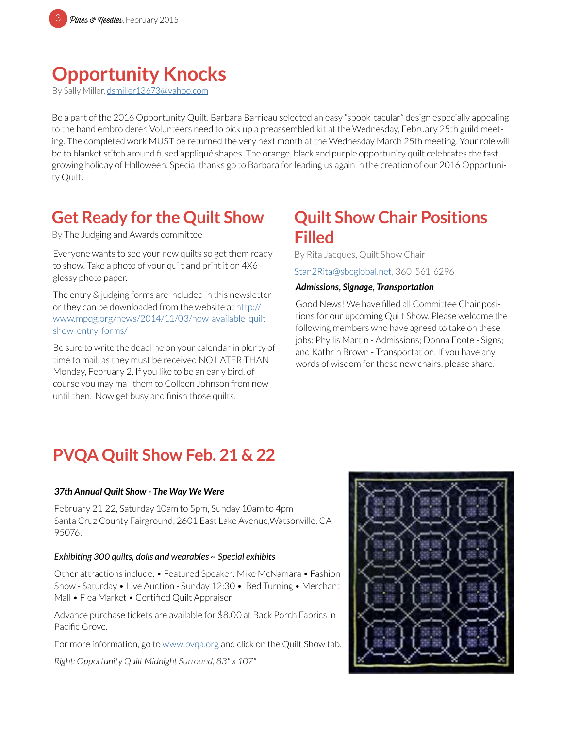# Opportunity Knocks

By Sally Miller, dsmiller13673@yahoo.com

Be a part of the 2016 Opportunity Quilt. Barbara Barrieau selected an easy "spook-tacular" design especially appealing to the hand embroiderer. Volunteers need to pick up a preassembled kit at the Wednesday, February 25th guild meeting. The completed work MUST be returned the very next month at the Wednesday March 25th meeting. Your role will be to blanket stitch around fused appliqué shapes. The orange, black and purple opportunity quilt celebrates the fast growing holiday of Halloween. Special thanks go to Barbara for leading us again in the creation of our 2016 Opportunity Quilt.

## Get Ready for the Quilt Show

By The Judging and Awards committee

Everyone wants to see your new quilts so get them ready to show. Take a photo of your quilt and print it on 4X6 glossy photo paper.

The entry & judging forms are included in this newsletter or they can be downloaded from the website at http://www.mpqg.org/news/2014/11/03/now-available-quilt-show-entry-forms/

Be sure to write the deadline on your calendar in plenty of time to mail, as they must be received NO LATER THAN Monday, February 2. If you like to be an early bird, of course you may mail them to Colleen Johnson from now until then. Now get busy and finish those quilts.

## Quilt Show Chair Positions Filled

By Rita Jacques, Quilt Show Chair

Stan2Rita@sbcglobal.net, 360-561-6296

***Admissions, Signage, Transportation***

Good News! We have filled all Committee Chair positions for our upcoming Quilt Show. Please welcome the following members who have agreed to take on these jobs: Phyllis Martin - Admissions; Donna Foote - Signs; and Kathrin Brown - Transportation. If you have any words of wisdom for these new chairs, please share.

## PVQA Quilt Show Feb. 21 & 22

***37th Annual Quilt Show - The Way We Were***

February 21-22, Saturday 10am to 5pm, Sunday 10am to 4pm
Santa Cruz County Fairground, 2601 East Lake Avenue,Watsonville, CA 95076.

***Exhibiting 300 quilts, dolls and wearables ~ Special exhibits***

Other attractions include: • Featured Speaker: Mike McNamara • Fashion Show - Saturday • Live Auction - Sunday 12:30 • Bed Turning • Merchant Mall • Flea Market • Certified Quilt Appraiser

Advance purchase tickets are available for $8.00 at Back Porch Fabrics in Pacific Grove.

For more information, go to www.pvqa.org and click on the Quilt Show tab.

*Right: Opportunity Quilt Midnight Surround, 83" x 107"*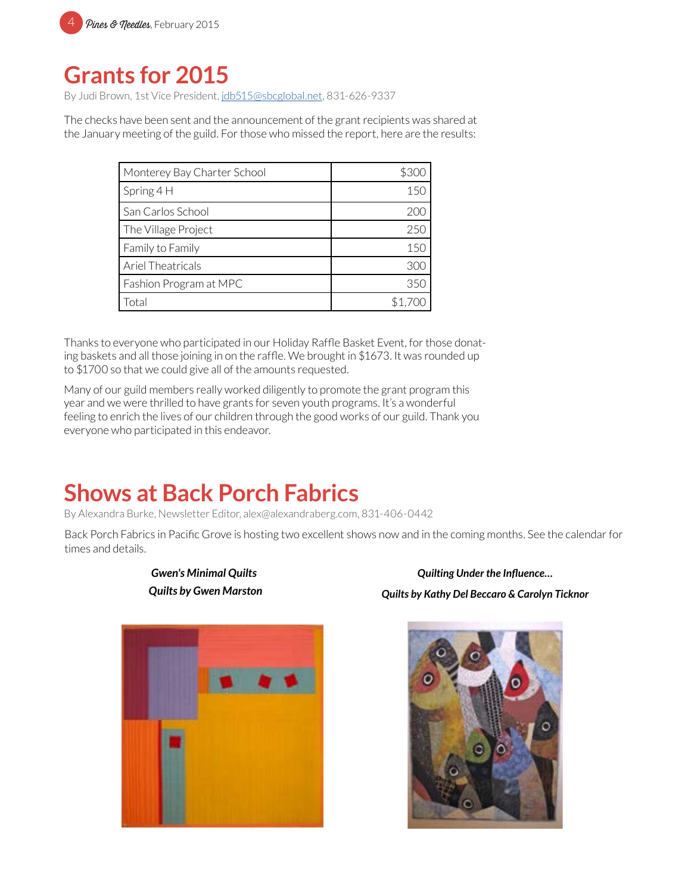# Grants for 2015

By Judi Brown, 1st Vice President, jdb515@sbcglobal.net, 831-626-9337

The checks have been sent and the announcement of the grant recipients was shared at the January meeting of the guild. For those who missed the report, here are the results:

| Recipient | Amount |
|---|---:|
| Monterey Bay Charter School | $300 |
| Spring 4 H | 150 |
| San Carlos School | 200 |
| The Village Project | 250 |
| Family to Family | 150 |
| Ariel Theatricals | 300 |
| Fashion Program at MPC | 350 |
| Total | $1,700 |

Thanks to everyone who participated in our Holiday Raffle Basket Event, for those donating baskets and all those joining in on the raffle. We brought in $1673. It was rounded up to $1700 so that we could give all of the amounts requested.

Many of our guild members really worked diligently to promote the grant program this year and we were thrilled to have grants for seven youth programs. It's a wonderful feeling to enrich the lives of our children through the good works of our guild. Thank you everyone who participated in this endeavor.

# Shows at Back Porch Fabrics

By Alexandra Burke, Newsletter Editor, alex@alexandraberg.com, 831-406-0442

Back Porch Fabrics in Pacific Grove is hosting two excellent shows now and in the coming months. See the calendar for times and details.

***Gwen's Minimal Quilts***
***Quilts by Gwen Marston***

***Quilting Under the Influence...***
***Quilts by Kathy Del Beccaro & Carolyn Ticknor***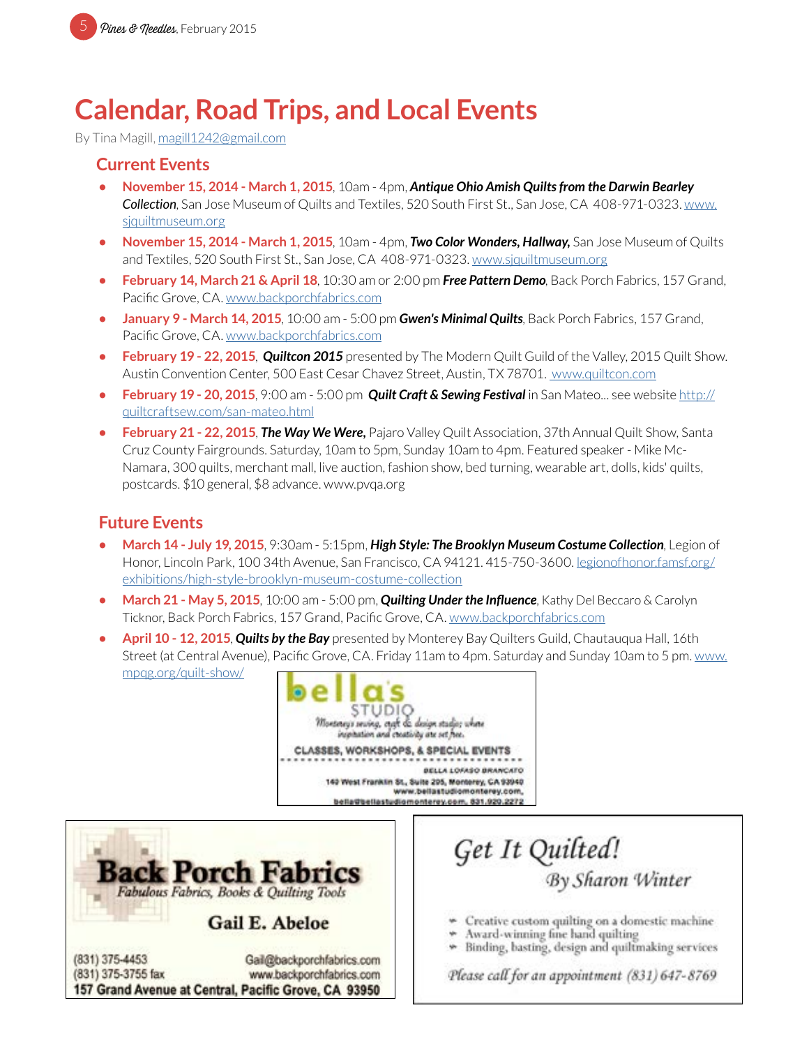# Calendar, Road Trips, and Local Events

By Tina Magill, magill1242@gmail.com

## Current Events

- **November 15, 2014 - March 1, 2015**, 10am - 4pm, ***Antique Ohio Amish Quilts from the Darwin Bearley Collection***, San Jose Museum of Quilts and Textiles, 520 South First St., San Jose, CA 408-971-0323. www.sjquiltmuseum.org
- **November 15, 2014 - March 1, 2015**, 10am - 4pm, ***Two Color Wonders, Hallway,*** San Jose Museum of Quilts and Textiles, 520 South First St., San Jose, CA 408-971-0323. www.sjquiltmuseum.org
- **February 14, March 21 & April 18**, 10:30 am or 2:00 pm ***Free Pattern Demo***, Back Porch Fabrics, 157 Grand, Pacific Grove, CA. www.backporchfabrics.com
- **January 9 - March 14, 2015**, 10:00 am - 5:00 pm ***Gwen's Minimal Quilts***, Back Porch Fabrics, 157 Grand, Pacific Grove, CA. www.backporchfabrics.com
- **February 19 - 22, 2015**, ***Quiltcon 2015*** presented by The Modern Quilt Guild of the Valley, 2015 Quilt Show. Austin Convention Center, 500 East Cesar Chavez Street, Austin, TX 78701. www.quiltcon.com
- **February 19 - 20, 2015**, 9:00 am - 5:00 pm ***Quilt Craft & Sewing Festival*** in San Mateo... see website http://quiltcraftsew.com/san-mateo.html
- **February 21 - 22, 2015**, ***The Way We Were,*** Pajaro Valley Quilt Association, 37th Annual Quilt Show, Santa Cruz County Fairgrounds. Saturday, 10am to 5pm, Sunday 10am to 4pm. Featured speaker - Mike McNamara, 300 quilts, merchant mall, live auction, fashion show, bed turning, wearable art, dolls, kids' quilts, postcards. $10 general, $8 advance. www.pvqa.org

## Future Events

- **March 14 - July 19, 2015**, 9:30am - 5:15pm, ***High Style: The Brooklyn Museum Costume Collection***, Legion of Honor, Lincoln Park, 100 34th Avenue, San Francisco, CA 94121. 415-750-3600. legionofhonor.famsf.org/exhibitions/high-style-brooklyn-museum-costume-collection
- **March 21 - May 5, 2015**, 10:00 am - 5:00 pm, ***Quilting Under the Influence***, Kathy Del Beccaro & Carolyn Ticknor, Back Porch Fabrics, 157 Grand, Pacific Grove, CA. www.backporchfabrics.com
- **April 10 - 12, 2015**, ***Quilts by the Bay*** presented by Monterey Bay Quilters Guild, Chautauqua Hall, 16th Street (at Central Avenue), Pacific Grove, CA. Friday 11am to 4pm. Saturday and Sunday 10am to 5 pm. www.mpqg.org/quilt-show/

**bella's STUDIO**
Monterey's sewing, craft & design studio; where inspiration and creativity are set free.
CLASSES, WORKSHOPS, & SPECIAL EVENTS
BELLA LOFASO BRANCATO
140 West Franklin St., Suite 205, Monterey, CA 93940
www.bellastudiomonterey.com,
bella@bellastudiomonterey.com, 831.920.2272

**Back Porch Fabrics**
*Fabulous Fabrics, Books & Quilting Tools*
**Gail E. Abeloe**
(831) 375-4453
(831) 375-3755 fax
Gail@backporchfabrics.com
www.backporchfabrics.com
**157 Grand Avenue at Central, Pacific Grove, CA 93950**

*Get It Quilted!*
*By Sharon Winter*
- Creative custom quilting on a domestic machine
- Award-winning fine hand quilting
- Binding, basting, design and quiltmaking services

*Please call for an appointment (831) 647-8769*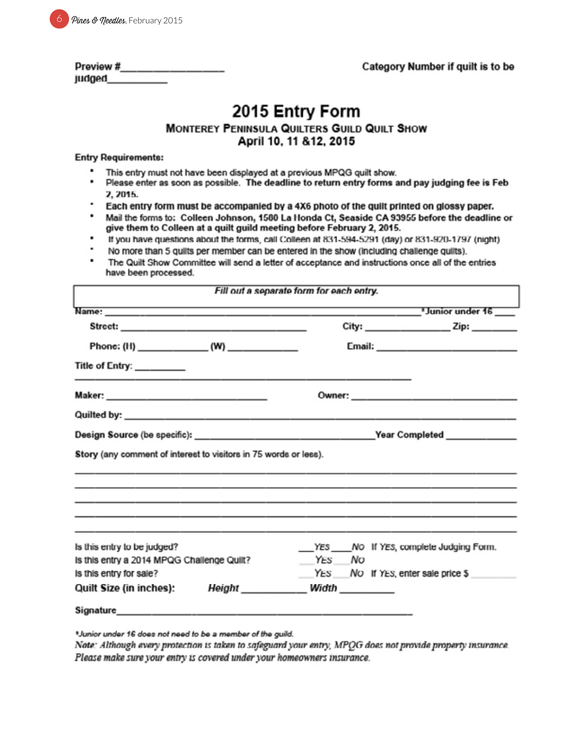**Preview #\_\_\_\_\_\_\_\_\_\_\_\_\_\_\_\_\_\_** **Category Number if quilt is to be judged\_\_\_\_\_\_\_\_\_\_\_**

# 2015 Entry Form

## Monterey Peninsula Quilters Guild Quilt Show

### April 10, 11 &12, 2015

**Entry Requirements:**

- This entry must not have been displayed at a previous MPQG quilt show.
- Please enter as soon as possible. **The deadline to return entry forms and pay judging fee is Feb 7, 2015.**
- **Each entry form must be accompanied by a 4X6 photo of the quilt printed on glossy paper.**
- Mail the forms to: **Colleen Johnson, 1500 La Honda Ct, Seaside CA 93955 before the deadline or give them to Colleen at a quilt guild meeting before February 2, 2015.**
- If you have questions about the forms, call Colleen at 831-594-5291 (day) or 831-920-1797 (night)
- No more than 5 quilts per member can be entered in the show (including challenge quilts).
- The Quilt Show Committee will send a letter of acceptance and instructions once all of the entries have been processed.

***Fill out a separate form for each entry.***

**Name:** \_\_\_\_\_\_\_\_\_\_\_\_\_\_\_\_\_\_\_\_\_\_\_\_\_\_\_\_\_\_\_\_\_\_\_\_\_\_\_\_\_\_\_\_\_\_\_\_ ***Junior under 16** \_\_\_\_

**Street:** \_\_\_\_\_\_\_\_\_\_\_\_\_\_\_\_\_\_\_\_\_\_\_\_\_\_\_\_\_\_ **City:** \_\_\_\_\_\_\_\_\_\_\_\_\_\_ **Zip:** \_\_\_\_\_\_\_

**Phone: (H)** \_\_\_\_\_\_\_\_\_\_\_\_ **(W)** \_\_\_\_\_\_\_\_\_\_\_\_ **Email:** \_\_\_\_\_\_\_\_\_\_\_\_\_\_\_\_\_\_\_\_\_\_\_\_

**Title of Entry:** \_\_\_\_\_\_\_\_\_\_

\_\_\_\_\_\_\_\_\_\_\_\_\_\_\_\_\_\_\_\_\_\_\_\_\_\_\_\_\_\_\_\_\_\_\_\_\_\_\_\_\_\_\_\_\_\_\_\_\_\_\_\_\_\_\_

**Maker:** \_\_\_\_\_\_\_\_\_\_\_\_\_\_\_\_\_\_\_\_\_\_\_\_\_\_ **Owner:** \_\_\_\_\_\_\_\_\_\_\_\_\_\_\_\_\_\_\_\_\_\_\_\_\_\_

**Quilted by:** \_\_\_\_\_\_\_\_\_\_\_\_\_\_\_\_\_\_\_\_\_\_\_\_\_\_\_\_\_\_\_\_\_\_\_\_\_\_\_\_\_\_\_\_\_\_\_\_\_\_\_\_\_\_\_\_\_\_\_\_

**Design Source** (be specific): \_\_\_\_\_\_\_\_\_\_\_\_\_\_\_\_\_\_\_\_\_\_\_\_\_\_\_\_\_\_ **Year Completed** \_\_\_\_\_\_\_\_\_\_

**Story** (any comment of interest to visitors in 75 words or less).

\_\_\_\_\_\_\_\_\_\_\_\_\_\_\_\_\_\_\_\_\_\_\_\_\_\_\_\_\_\_\_\_\_\_\_\_\_\_\_\_\_\_\_\_\_\_\_\_\_\_\_\_\_\_\_\_\_\_\_\_\_\_\_\_\_\_\_\_\_\_\_\_

\_\_\_\_\_\_\_\_\_\_\_\_\_\_\_\_\_\_\_\_\_\_\_\_\_\_\_\_\_\_\_\_\_\_\_\_\_\_\_\_\_\_\_\_\_\_\_\_\_\_\_\_\_\_\_\_\_\_\_\_\_\_\_\_\_\_\_\_\_\_\_\_

\_\_\_\_\_\_\_\_\_\_\_\_\_\_\_\_\_\_\_\_\_\_\_\_\_\_\_\_\_\_\_\_\_\_\_\_\_\_\_\_\_\_\_\_\_\_\_\_\_\_\_\_\_\_\_\_\_\_\_\_\_\_\_\_\_\_\_\_\_\_\_\_

\_\_\_\_\_\_\_\_\_\_\_\_\_\_\_\_\_\_\_\_\_\_\_\_\_\_\_\_\_\_\_\_\_\_\_\_\_\_\_\_\_\_\_\_\_\_\_\_\_\_\_\_\_\_\_\_\_\_\_\_\_\_\_\_\_\_\_\_\_\_\_\_

\_\_\_\_\_\_\_\_\_\_\_\_\_\_\_\_\_\_\_\_\_\_\_\_\_\_\_\_\_\_\_\_\_\_\_\_\_\_\_\_\_\_\_\_\_\_\_\_\_\_\_\_\_\_\_\_\_\_\_\_\_\_\_\_\_\_\_\_\_\_\_\_

Is this entry to be judged? \_\_\_YES \_\_\_NO If YES, complete Judging Form.

Is this entry a 2014 MPQG Challenge Quilt? \_\_\_YES \_\_\_NO

Is this entry for sale? \_\_\_YES \_\_\_NO If YES, enter sale price $ \_\_\_\_\_\_\_\_

**Quilt Size (in inches):** ***Height*** \_\_\_\_\_\_\_\_\_\_ ***Width*** \_\_\_\_\_\_\_\_\_

**Signature**\_\_\_\_\_\_\_\_\_\_\_\_\_\_\_\_\_\_\_\_\_\_\_\_\_\_\_\_\_\_\_\_\_\_\_\_\_\_\_\_\_\_\_\_\_\_\_\_\_\_\_\_

****Junior under 16 does not need to be a member of the guild.***

*Note: Although every protection is taken to safeguard your entry, MPQG does not provide property insurance. Please make sure your entry is covered under your homeowners insurance.*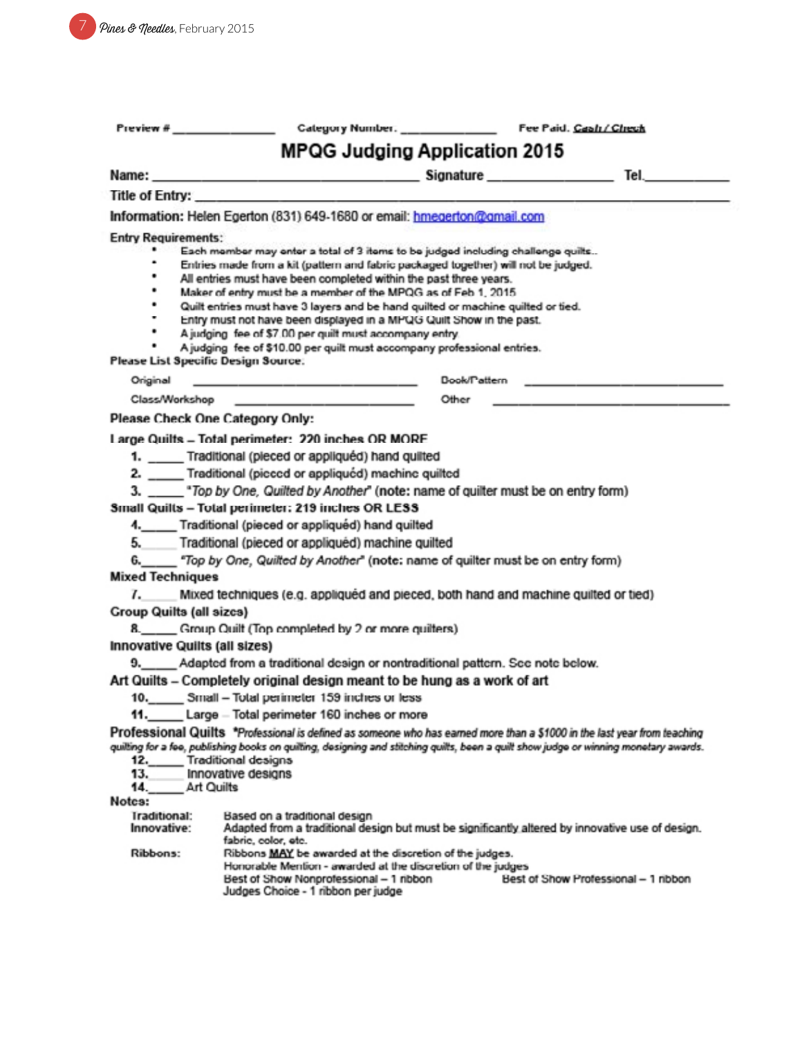Preview # _______________ Category Number: _______________ Fee Paid: Cash / Check

# MPQG Judging Application 2015

**Name:** ______________________________ **Signature** _______________ **Tel.** ___________

**Title of Entry:** ____________________________________________________________

**Information:** Helen Egerton (831) 649-1680 or email: hmegerton@gmail.com

**Entry Requirements:**

- Each member may enter a total of 3 items to be judged including challenge quilts..
- Entries made from a kit (pattern and fabric packaged together) will not be judged.
- All entries must have been completed within the past three years.
- Maker of entry must be a member of the MPQG as of Feb 1, 2015
- Quilt entries must have 3 layers and be hand quilted or machine quilted or tied.
- Entry must not have been displayed in a MPQG Quilt Show in the past.
- A judging fee of $7.00 per quilt must accompany entry
- A judging fee of $10.00 per quilt must accompany professional entries.

**Please List Specific Design Source:**

Original ______________________________ Book/Pattern ______________________________

Class/Workshop ______________________________ Other ______________________________

**Please Check One Category Only:**

**Large Quilts – Total perimeter: 220 inches OR MORE**

1. _____ Traditional (pieced or appliquéd) hand quilted
2. _____ Traditional (pieced or appliquéd) machine quilted
3. _____ *"Top by One, Quilted by Another"* (note: name of quilter must be on entry form)

**Small Quilts – Total perimeter: 219 inches OR LESS**

4. _____ Traditional (pieced or appliquéd) hand quilted
5. _____ Traditional (pieced or appliquéd) machine quilted
6. _____ *"Top by One, Quilted by Another"* (note: name of quilter must be on entry form)

**Mixed Techniques**

7. _____ Mixed techniques (e.g. appliquéd and pieced, both hand and machine quilted or tied)

**Group Quilts (all sizes)**

8. _____ Group Quilt (Top completed by 2 or more quilters)

**Innovative Quilts (all sizes)**

9. _____ Adapted from a traditional design or nontraditional pattern. See note below.

**Art Quilts – Completely original design meant to be hung as a work of art**

10. _____ Small – Total perimeter 159 inches or less
11. _____ Large – Total perimeter 160 inches or more

**Professional Quilts** *\*Professional is defined as someone who has earned more than a $1000 in the last year from teaching quilting for a fee, publishing books on quilting, designing and stitching quilts, been a quilt show judge or winning monetary awards.*

12. _____ Traditional designs
13. _____ Innovative designs
14. _____ Art Quilts

**Notes:**

Traditional: Based on a traditional design

Innovative: Adapted from a traditional design but must be significantly altered by innovative use of design, fabric, color, etc.

Ribbons: Ribbons **MAY** be awarded at the discretion of the judges.
Honorable Mention - awarded at the discretion of the judges
Best of Show Nonprofessional – 1 ribbon
Best of Show Professional – 1 ribbon
Judges Choice - 1 ribbon per judge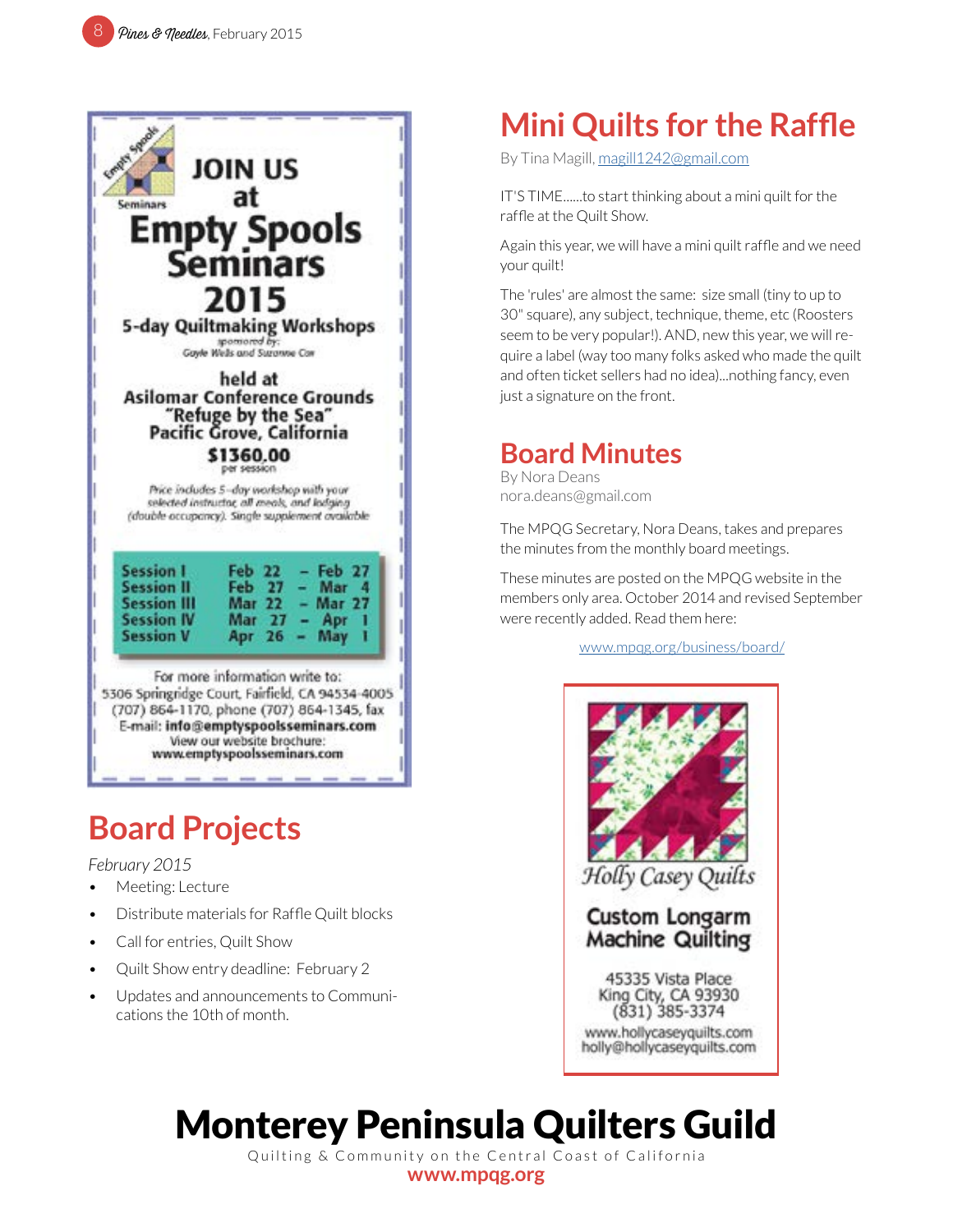JOIN US at

# Empty Spools Seminars 2015

Empty Spools Seminars

**5-day Quiltmaking Workshops**

sponsored by: Gayle Wells and Suzanne Cox

held at
**Asilomar Conference Grounds**
**"Refuge by the Sea"**
**Pacific Grove, California**

**$1360.00**
per session

*Price includes 5-day workshop with your selected instructor, all meals, and lodging (double occupancy). Single supplement available*

| | | | |
|---|---|---|---|
| Session I | Feb 22 | – | Feb 27 |
| Session II | Feb 27 | – | Mar 4 |
| Session III | Mar 22 | – | Mar 27 |
| Session IV | Mar 27 | – | Apr 1 |
| Session V | Apr 26 | – | May 1 |

For more information write to:
5306 Springridge Court, Fairfield, CA 94534-4005
(707) 864-1170, phone (707) 864-1345, fax
E-mail: **info@emptyspoolsseminars.com**
View our website brochure:
**www.emptyspoolsseminars.com**

## Board Projects

*February 2015*

- Meeting: Lecture
- Distribute materials for Raffle Quilt blocks
- Call for entries, Quilt Show
- Quilt Show entry deadline: February 2
- Updates and announcements to Communications the 10th of month.

## Mini Quilts for the Raffle

By Tina Magill, magill1242@gmail.com

IT'S TIME......to start thinking about a mini quilt for the raffle at the Quilt Show.

Again this year, we will have a mini quilt raffle and we need your quilt!

The 'rules' are almost the same: size small (tiny to up to 30" square), any subject, technique, theme, etc (Roosters seem to be very popular!). AND, new this year, we will require a label (way too many folks asked who made the quilt and often ticket sellers had no idea)...nothing fancy, even just a signature on the front.

## Board Minutes

By Nora Deans
nora.deans@gmail.com

The MPQG Secretary, Nora Deans, takes and prepares the minutes from the monthly board meetings.

These minutes are posted on the MPQG website in the members only area. October 2014 and revised September were recently added. Read them here:

www.mpqg.org/business/board/

*Holly Casey Quilts*

**Custom Longarm Machine Quilting**

45335 Vista Place
King City, CA 93930
(831) 385-3374

www.hollycaseyquilts.com
holly@hollycaseyquilts.com

# Monterey Peninsula Quilters Guild

Quilting & Community on the Central Coast of California

**www.mpqg.org**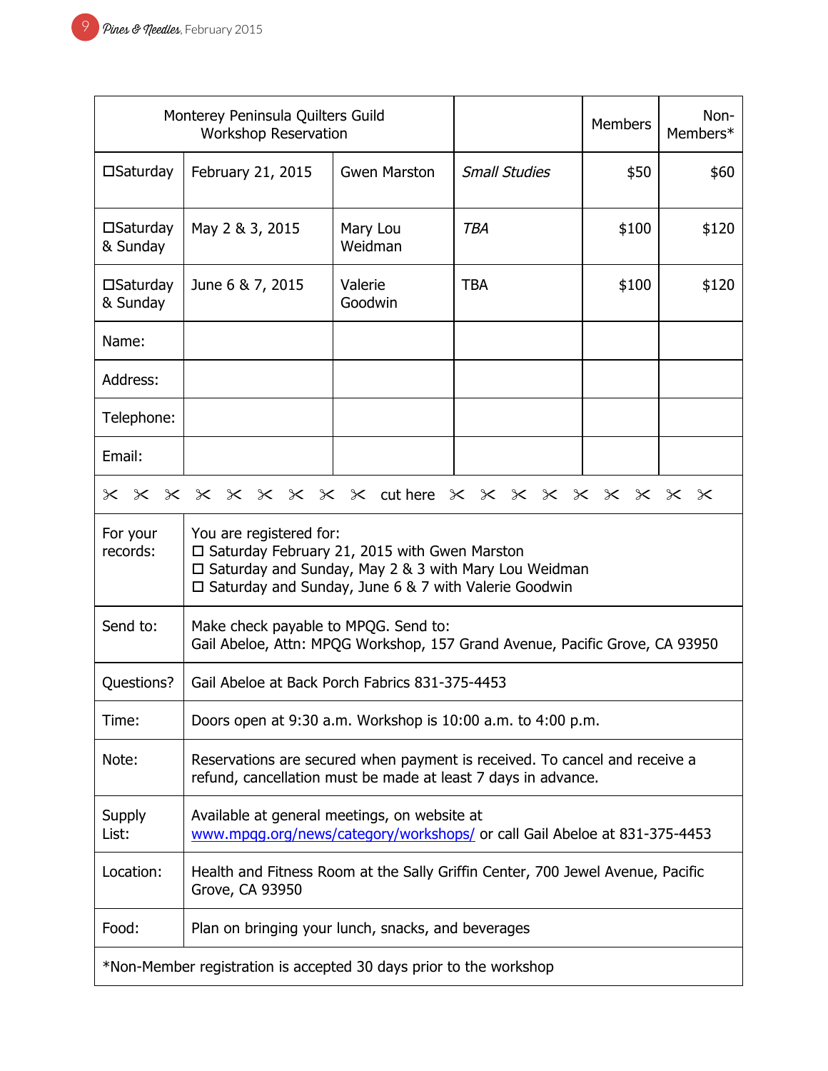| Monterey Peninsula Quilters Guild Workshop Reservation | | | | Members | Non-Members* |
|---|---|---|---|---|---|
| ☐Saturday | February 21, 2015 | Gwen Marston | *Small Studies* | $50 | $60 |
| ☐Saturday & Sunday | May 2 & 3, 2015 | Mary Lou Weidman | *TBA* | $100 | $120 |
| ☐Saturday & Sunday | June 6 & 7, 2015 | Valerie Goodwin | TBA | $100 | $120 |
| Name: | | | | | |
| Address: | | | | | |
| Telephone: | | | | | |
| Email: | | | | | |

✂ ✂ ✂ ✂ ✂ ✂ ✂ ✂ ✂ cut here ✂ ✂ ✂ ✂ ✂ ✂ ✂ ✂ ✂

| | |
|---|---|
| For your records: | You are registered for:<br>☐ Saturday February 21, 2015 with Gwen Marston<br>☐ Saturday and Sunday, May 2 & 3 with Mary Lou Weidman<br>☐ Saturday and Sunday, June 6 & 7 with Valerie Goodwin |
| Send to: | Make check payable to MPQG. Send to:<br>Gail Abeloe, Attn: MPQG Workshop, 157 Grand Avenue, Pacific Grove, CA 93950 |
| Questions? | Gail Abeloe at Back Porch Fabrics 831-375-4453 |
| Time: | Doors open at 9:30 a.m. Workshop is 10:00 a.m. to 4:00 p.m. |
| Note: | Reservations are secured when payment is received. To cancel and receive a refund, cancellation must be made at least 7 days in advance. |
| Supply List: | Available at general meetings, on website at [www.mpqg.org/news/category/workshops/](www.mpqg.org/news/category/workshops/) or call Gail Abeloe at 831-375-4453 |
| Location: | Health and Fitness Room at the Sally Griffin Center, 700 Jewel Avenue, Pacific Grove, CA 93950 |
| Food: | Plan on bringing your lunch, snacks, and beverages |

*Non-Member registration is accepted 30 days prior to the workshop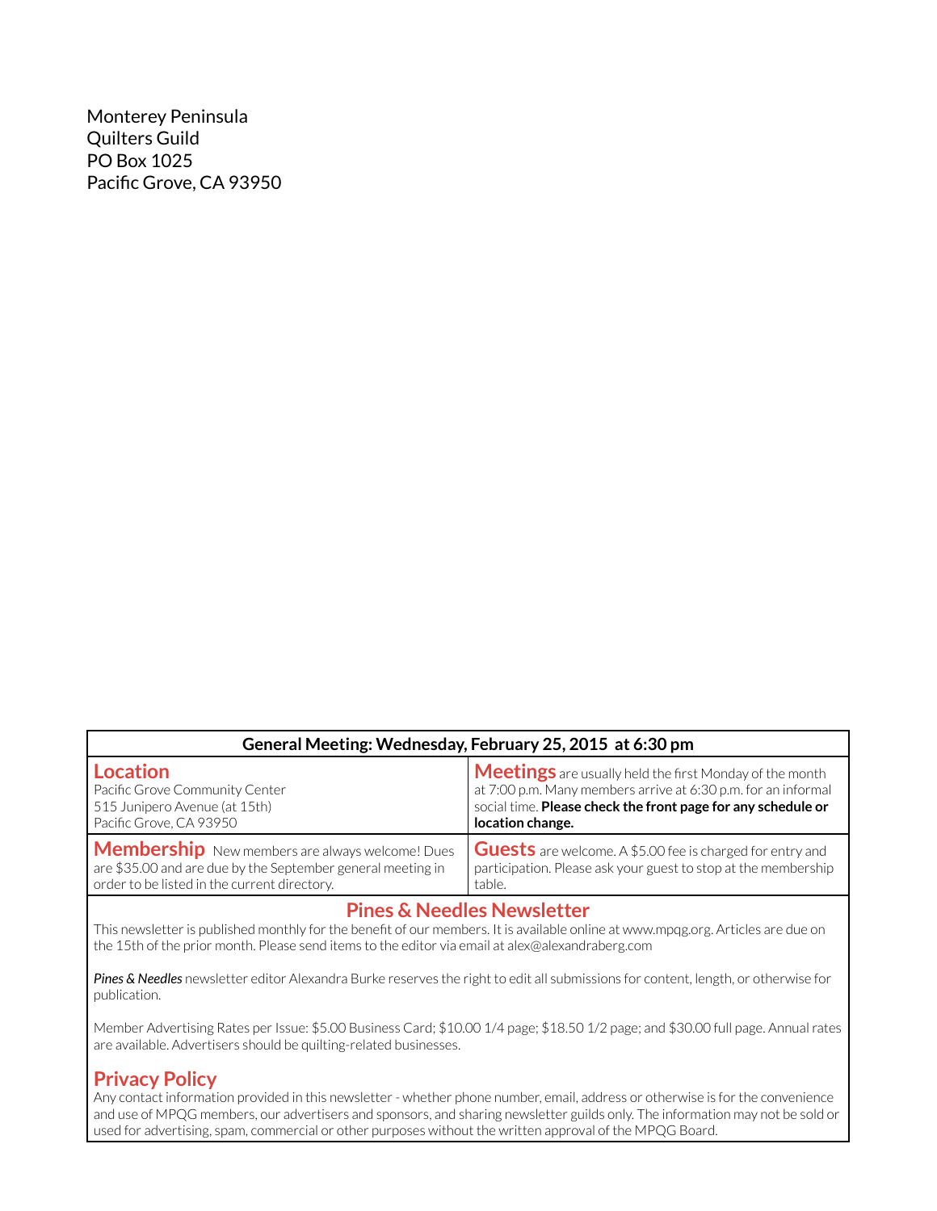Monterey Peninsula
Quilters Guild
PO Box 1025
Pacific Grove, CA 93950

**General Meeting: Wednesday, February 25, 2015 at 6:30 pm**

## Location

Pacific Grove Community Center
515 Junipero Avenue (at 15th)
Pacific Grove, CA 93950

## Meetings

**Meetings** are usually held the first Monday of the month at 7:00 p.m. Many members arrive at 6:30 p.m. for an informal social time. **Please check the front page for any schedule or location change.**

## Membership

**Membership** New members are always welcome! Dues are $35.00 and are due by the September general meeting in order to be listed in the current directory.

## Guests

**Guests** are welcome. A $5.00 fee is charged for entry and participation. Please ask your guest to stop at the membership table.

## Pines & Needles Newsletter

This newsletter is published monthly for the benefit of our members. It is available online at www.mpqg.org. Articles are due on the 15th of the prior month. Please send items to the editor via email at alex@alexandraberg.com

***Pines & Needles*** newsletter editor Alexandra Burke reserves the right to edit all submissions for content, length, or otherwise for publication.

Member Advertising Rates per Issue: $5.00 Business Card; $10.00 1/4 page; $18.50 1/2 page; and $30.00 full page. Annual rates are available. Advertisers should be quilting-related businesses.

## Privacy Policy

Any contact information provided in this newsletter - whether phone number, email, address or otherwise is for the convenience and use of MPQG members, our advertisers and sponsors, and sharing newsletter guilds only. The information may not be sold or used for advertising, spam, commercial or other purposes without the written approval of the MPQG Board.